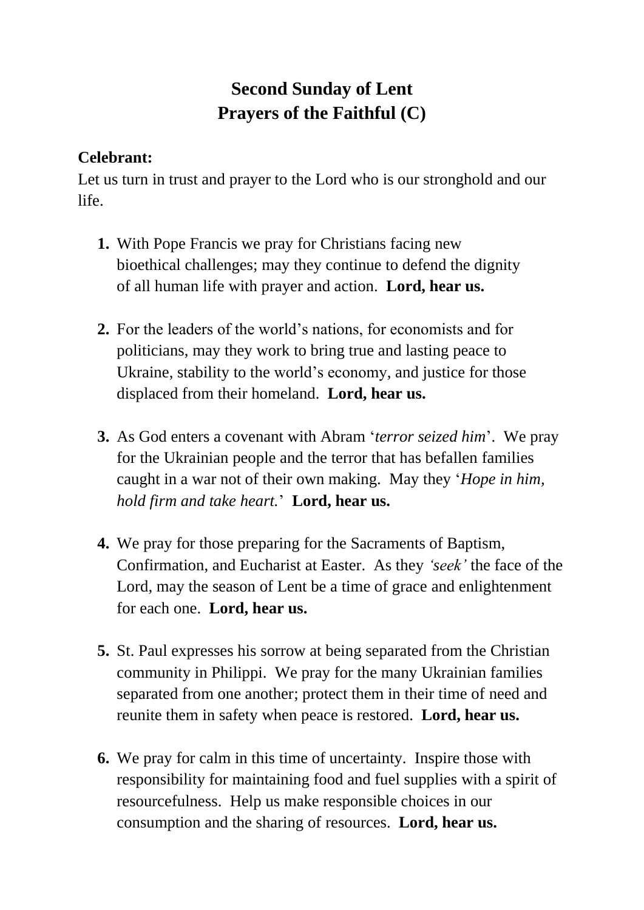# Second Sunday of Lent
# Prayers of the Faithful (C)

**Celebrant:**
Let us turn in trust and prayer to the Lord who is our stronghold and our life.

1. With Pope Francis we pray for Christians facing new bioethical challenges; may they continue to defend the dignity of all human life with prayer and action. **Lord, hear us.**

2. For the leaders of the world's nations, for economists and for politicians, may they work to bring true and lasting peace to Ukraine, stability to the world's economy, and justice for those displaced from their homeland. **Lord, hear us.**

3. As God enters a covenant with Abram '*terror seized him*'. We pray for the Ukrainian people and the terror that has befallen families caught in a war not of their own making. May they '*Hope in him, hold firm and take heart.*' **Lord, hear us.**

4. We pray for those preparing for the Sacraments of Baptism, Confirmation, and Eucharist at Easter. As they *'seek'* the face of the Lord, may the season of Lent be a time of grace and enlightenment for each one. **Lord, hear us.**

5. St. Paul expresses his sorrow at being separated from the Christian community in Philippi. We pray for the many Ukrainian families separated from one another; protect them in their time of need and reunite them in safety when peace is restored. **Lord, hear us.**

6. We pray for calm in this time of uncertainty. Inspire those with responsibility for maintaining food and fuel supplies with a spirit of resourcefulness. Help us make responsible choices in our consumption and the sharing of resources. **Lord, hear us.**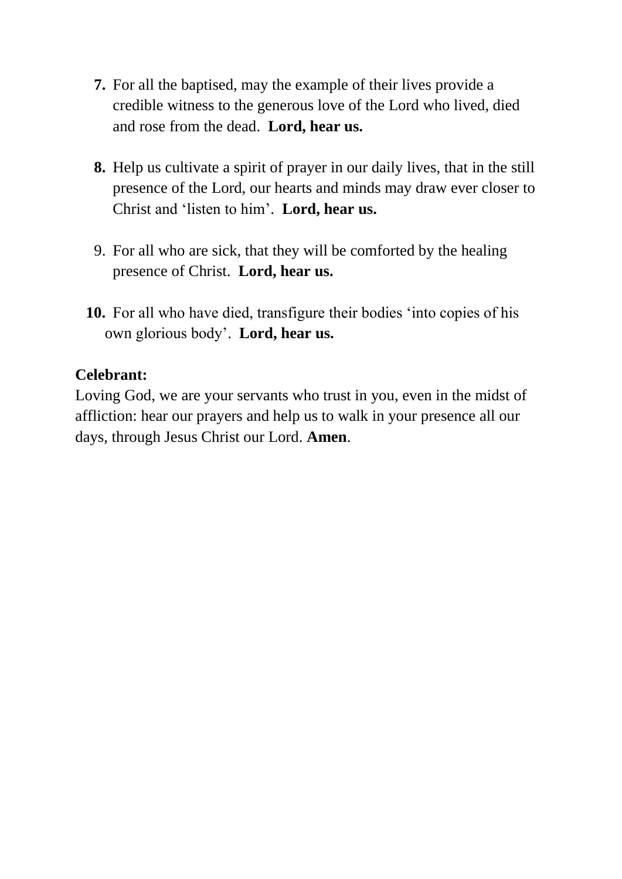7. For all the baptised, may the example of their lives provide a credible witness to the generous love of the Lord who lived, died and rose from the dead.  **Lord, hear us.**

8. Help us cultivate a spirit of prayer in our daily lives, that in the still presence of the Lord, our hearts and minds may draw ever closer to Christ and 'listen to him'.  **Lord, hear us.**

9. For all who are sick, that they will be comforted by the healing presence of Christ.  **Lord, hear us.**

10. For all who have died, transfigure their bodies 'into copies of his own glorious body'.  **Lord, hear us.**

**Celebrant:**
Loving God, we are your servants who trust in you, even in the midst of affliction: hear our prayers and help us to walk in your presence all our days, through Jesus Christ our Lord. **Amen**.